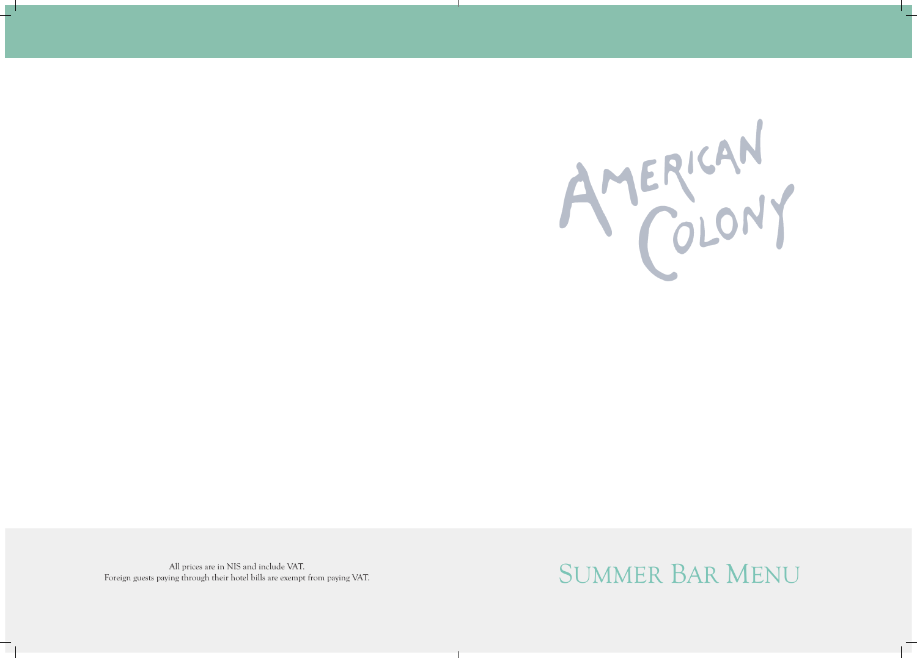# American Colony

## Summer Bar Menu

All prices are in NIS and include VAT.
Foreign guests paying through their hotel bills are exempt from paying VAT.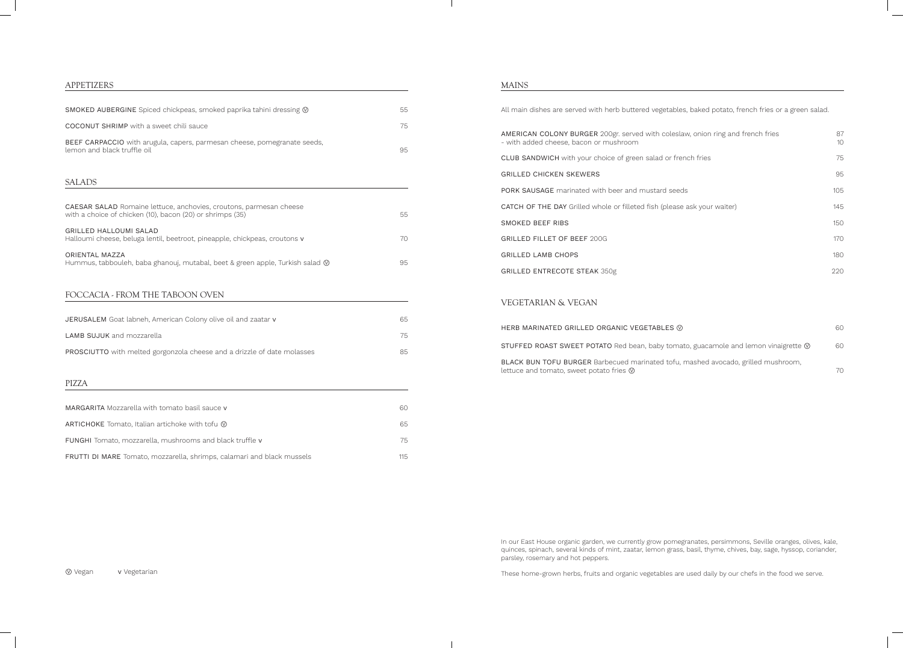## APPETIZERS

| | |
|---|---|
| **SMOKED AUBERGINE** Spiced chickpeas, smoked paprika tahini dressing ⓥ | 55 |
| **COCONUT SHRIMP** with a sweet chili sauce | 75 |
| **BEEF CARPACCIO** with arugula, capers, parmesan cheese, pomegranate seeds, lemon and black truffle oil | 95 |

## SALADS

| | |
|---|---|
| **CAESAR SALAD** Romaine lettuce, anchovies, croutons, parmesan cheese with a choice of chicken (10), bacon (20) or shrimps (35) | 55 |
| **GRILLED HALLOUMI SALAD** Halloumi cheese, beluga lentil, beetroot, pineapple, chickpeas, croutons v | 70 |
| **ORIENTAL MAZZA** Hummus, tabbouleh, baba ghanouj, mutabal, beet & green apple, Turkish salad ⓥ | 95 |

## FOCCACIA - FROM THE TABOON OVEN

| | |
|---|---|
| **JERUSALEM** Goat labneh, American Colony olive oil and zaatar v | 65 |
| **LAMB SUJUK** and mozzarella | 75 |
| **PROSCIUTTO** with melted gorgonzola cheese and a drizzle of date molasses | 85 |

## PIZZA

| | |
|---|---|
| **MARGARITA** Mozzarella with tomato basil sauce v | 60 |
| **ARTICHOKE** Tomato, Italian artichoke with tofu ⓥ | 65 |
| **FUNGHI** Tomato, mozzarella, mushrooms and black truffle v | 75 |
| **FRUTTI DI MARE** Tomato, mozzarella, shrimps, calamari and black mussels | 115 |

ⓥ Vegan v Vegetarian

## MAINS

All main dishes are served with herb buttered vegetables, baked potato, french fries or a green salad.

| | |
|---|---|
| **AMERICAN COLONY BURGER** 200gr. served with coleslaw, onion ring and french fries | 87 |
| - with added cheese, bacon or mushroom | 10 |
| **CLUB SANDWICH** with your choice of green salad or french fries | 75 |
| **GRILLED CHICKEN SKEWERS** | 95 |
| **PORK SAUSAGE** marinated with beer and mustard seeds | 105 |
| **CATCH OF THE DAY** Grilled whole or filleted fish (please ask your waiter) | 145 |
| **SMOKED BEEF RIBS** | 150 |
| **GRILLED FILLET OF BEEF** 200G | 170 |
| **GRILLED LAMB CHOPS** | 180 |
| **GRILLED ENTRECOTE STEAK** 350g | 220 |

## VEGETARIAN & VEGAN

| | |
|---|---|
| **HERB MARINATED GRILLED ORGANIC VEGETABLES** ⓥ | 60 |
| **STUFFED ROAST SWEET POTATO** Red bean, baby tomato, guacamole and lemon vinaigrette ⓥ | 60 |
| **BLACK BUN TOFU BURGER** Barbecued marinated tofu, mashed avocado, grilled mushroom, lettuce and tomato, sweet potato fries ⓥ | 70 |

In our East House organic garden, we currently grow pomegranates, persimmons, Seville oranges, olives, kale, quinces, spinach, several kinds of mint, zaatar, lemon grass, basil, thyme, chives, bay, sage, hyssop, coriander, parsley, rosemary and hot peppers.

These home-grown herbs, fruits and organic vegetables are used daily by our chefs in the food we serve.